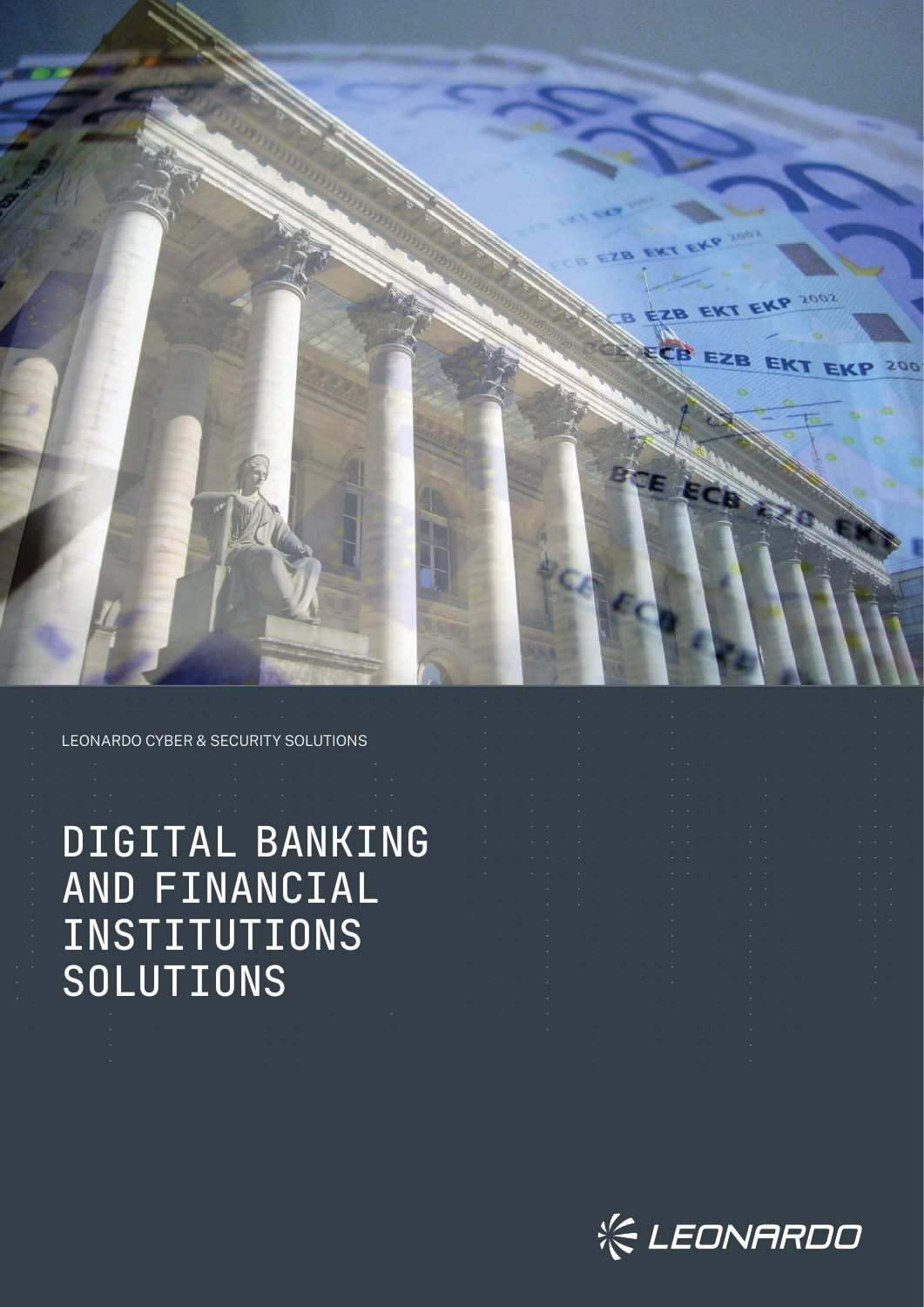LEONARDO CYBER & SECURITY SOLUTIONS

# DIGITAL BANKING AND FINANCIAL INSTITUTIONS SOLUTIONS

LEONARDO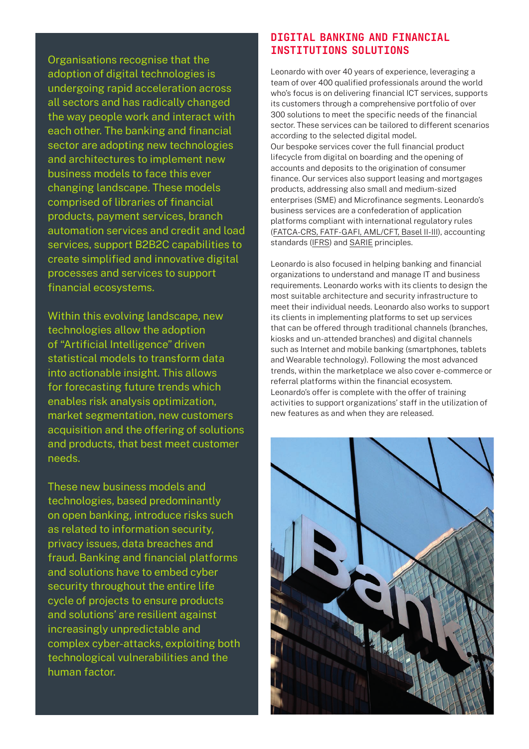Organisations recognise that the adoption of digital technologies is undergoing rapid acceleration across all sectors and has radically changed the way people work and interact with each other. The banking and financial sector are adopting new technologies and architectures to implement new business models to face this ever changing landscape. These models comprised of libraries of financial products, payment services, branch automation services and credit and load services, support B2B2C capabilities to create simplified and innovative digital processes and services to support financial ecosystems.

Within this evolving landscape, new technologies allow the adoption of "Artificial Intelligence" driven statistical models to transform data into actionable insight. This allows for forecasting future trends which enables risk analysis optimization, market segmentation, new customers acquisition and the offering of solutions and products, that best meet customer needs.

These new business models and technologies, based predominantly on open banking, introduce risks such as related to information security, privacy issues, data breaches and fraud. Banking and financial platforms and solutions have to embed cyber security throughout the entire life cycle of projects to ensure products and solutions' are resilient against increasingly unpredictable and complex cyber-attacks, exploiting both technological vulnerabilities and the human factor.

## DIGITAL BANKING AND FINANCIAL INSTITUTIONS SOLUTIONS

Leonardo with over 40 years of experience, leveraging a team of over 400 qualified professionals around the world who's focus is on delivering financial ICT services, supports its customers through a comprehensive portfolio of over 300 solutions to meet the specific needs of the financial sector. These services can be tailored to different scenarios according to the selected digital model.
Our bespoke services cover the full financial product lifecycle from digital on boarding and the opening of accounts and deposits to the origination of consumer finance. Our services also support leasing and mortgages products, addressing also small and medium-sized enterprises (SME) and Microfinance segments. Leonardo's business services are a confederation of application platforms compliant with international regulatory rules (FATCA-CRS, FATF-GAFI, AML/CFT, Basel II-III), accounting standards (IFRS) and SARIE principles.

Leonardo is also focused in helping banking and financial organizations to understand and manage IT and business requirements. Leonardo works with its clients to design the most suitable architecture and security infrastructure to meet their individual needs. Leonardo also works to support its clients in implementing platforms to set up services that can be offered through traditional channels (branches, kiosks and un-attended branches) and digital channels such as Internet and mobile banking (smartphones, tablets and Wearable technology). Following the most advanced trends, within the marketplace we also cover e-commerce or referral platforms within the financial ecosystem.
Leonardo's offer is complete with the offer of training activities to support organizations' staff in the utilization of new features as and when they are released.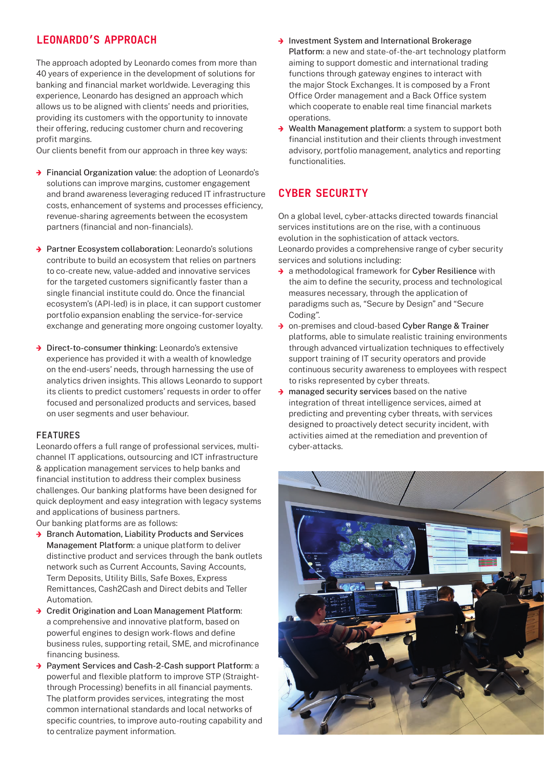## LEONARDO'S APPROACH

The approach adopted by Leonardo comes from more than 40 years of experience in the development of solutions for banking and financial market worldwide. Leveraging this experience, Leonardo has designed an approach which allows us to be aligned with clients' needs and priorities, providing its customers with the opportunity to innovate their offering, reducing customer churn and recovering profit margins.
Our clients benefit from our approach in three key ways:

- **Financial Organization value**: the adoption of Leonardo's solutions can improve margins, customer engagement and brand awareness leveraging reduced IT infrastructure costs, enhancement of systems and processes efficiency, revenue-sharing agreements between the ecosystem partners (financial and non-financials).

- **Partner Ecosystem collaboration**: Leonardo's solutions contribute to build an ecosystem that relies on partners to co-create new, value-added and innovative services for the targeted customers significantly faster than a single financial institute could do. Once the financial ecosystem's (API-led) is in place, it can support customer portfolio expansion enabling the service-for-service exchange and generating more ongoing customer loyalty.

- **Direct-to-consumer thinking**: Leonardo's extensive experience has provided it with a wealth of knowledge on the end-users' needs, through harnessing the use of analytics driven insights. This allows Leonardo to support its clients to predict customers' requests in order to offer focused and personalized products and services, based on user segments and user behaviour.

### FEATURES

Leonardo offers a full range of professional services, multi-channel IT applications, outsourcing and ICT infrastructure & application management services to help banks and financial institution to address their complex business challenges. Our banking platforms have been designed for quick deployment and easy integration with legacy systems and applications of business partners.
Our banking platforms are as follows:

- **Branch Automation, Liability Products and Services Management Platform**: a unique platform to deliver distinctive product and services through the bank outlets network such as Current Accounts, Saving Accounts, Term Deposits, Utility Bills, Safe Boxes, Express Remittances, Cash2Cash and Direct debits and Teller Automation.
- **Credit Origination and Loan Management Platform**: a comprehensive and innovative platform, based on powerful engines to design work-flows and define business rules, supporting retail, SME, and microfinance financing business.
- **Payment Services and Cash-2-Cash support Platform**: a powerful and flexible platform to improve STP (Straight-through Processing) benefits in all financial payments. The platform provides services, integrating the most common international standards and local networks of specific countries, to improve auto-routing capability and to centralize payment information.
- **Investment System and International Brokerage Platform**: a new and state-of-the-art technology platform aiming to support domestic and international trading functions through gateway engines to interact with the major Stock Exchanges. It is composed by a Front Office Order management and a Back Office system which cooperate to enable real time financial markets operations.
- **Wealth Management platform**: a system to support both financial institution and their clients through investment advisory, portfolio management, analytics and reporting functionalities.

## CYBER SECURITY

On a global level, cyber-attacks directed towards financial services institutions are on the rise, with a continuous evolution in the sophistication of attack vectors.
Leonardo provides a comprehensive range of cyber security services and solutions including:

- a methodological framework for **Cyber Resilience** with the aim to define the security, process and technological measures necessary, through the application of paradigms such as, "Secure by Design" and "Secure Coding".
- on-premises and cloud-based **Cyber Range & Trainer** platforms, able to simulate realistic training environments through advanced virtualization techniques to effectively support training of IT security operators and provide continuous security awareness to employees with respect to risks represented by cyber threats.
- **managed security services** based on the native integration of threat intelligence services, aimed at predicting and preventing cyber threats, with services designed to proactively detect security incident, with activities aimed at the remediation and prevention of cyber-attacks.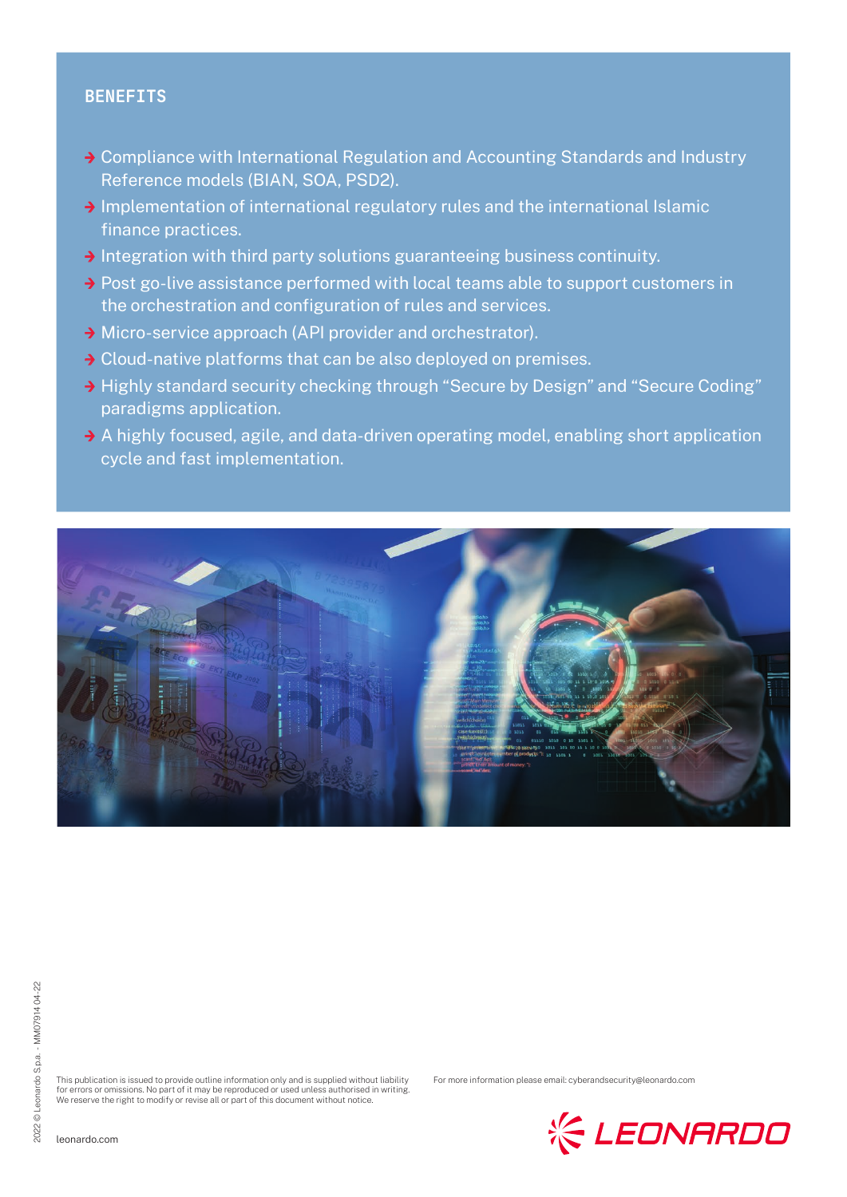## BENEFITS

- Compliance with International Regulation and Accounting Standards and Industry Reference models (BIAN, SOA, PSD2).
- Implementation of international regulatory rules and the international Islamic finance practices.
- Integration with third party solutions guaranteeing business continuity.
- Post go-live assistance performed with local teams able to support customers in the orchestration and configuration of rules and services.
- Micro-service approach (API provider and orchestrator).
- Cloud-native platforms that can be also deployed on premises.
- Highly standard security checking through "Secure by Design" and "Secure Coding" paradigms application.
- A highly focused, agile, and data-driven operating model, enabling short application cycle and fast implementation.

This publication is issued to provide outline information only and is supplied without liability for errors or omissions. No part of it may be reproduced or used unless authorised in writing. We reserve the right to modify or revise all or part of this document without notice.

For more information please email: cyberandsecurity@leonardo.com

2022 © Leonardo S.p.a. - MM07914 04-22

leonardo.com

LEONARDO